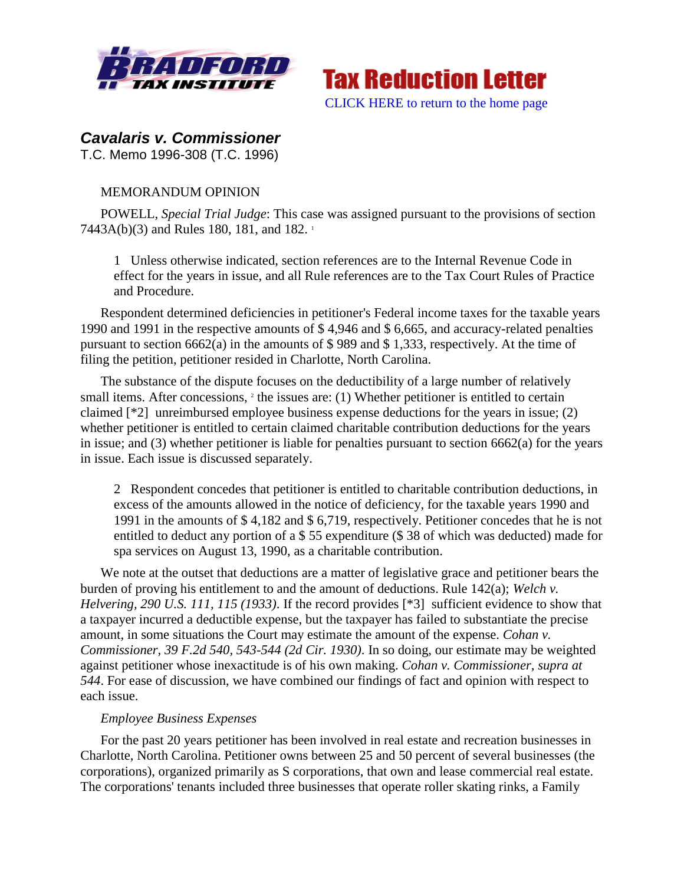# *Cavalaris v. Commissioner*

T.C. Memo 1996-308 (T.C. 1996)

MEMORANDUM OPINION

POWELL, *Special Trial Judge*: This case was assigned pursuant to the provisions of section 7443A(b)(3) and Rules 180, 181, and 182. [1]

> 1 Unless otherwise indicated, section references are to the Internal Revenue Code in effect for the years in issue, and all Rule references are to the Tax Court Rules of Practice and Procedure.

Respondent determined deficiencies in petitioner's Federal income taxes for the taxable years 1990 and 1991 in the respective amounts of $ 4,946 and $ 6,665, and accuracy-related penalties pursuant to section 6662(a) in the amounts of $ 989 and $ 1,333, respectively. At the time of filing the petition, petitioner resided in Charlotte, North Carolina.

The substance of the dispute focuses on the deductibility of a large number of relatively small items. After concessions, [2] the issues are: (1) Whether petitioner is entitled to certain claimed [*2] unreimbursed employee business expense deductions for the years in issue; (2) whether petitioner is entitled to certain claimed charitable contribution deductions for the years in issue; and (3) whether petitioner is liable for penalties pursuant to section 6662(a) for the years in issue. Each issue is discussed separately.

> 2 Respondent concedes that petitioner is entitled to charitable contribution deductions, in excess of the amounts allowed in the notice of deficiency, for the taxable years 1990 and 1991 in the amounts of $ 4,182 and $ 6,719, respectively. Petitioner concedes that he is not entitled to deduct any portion of a $ 55 expenditure ($ 38 of which was deducted) made for spa services on August 13, 1990, as a charitable contribution.

We note at the outset that deductions are a matter of legislative grace and petitioner bears the burden of proving his entitlement to and the amount of deductions. Rule 142(a); *Welch v. Helvering, 290 U.S. 111, 115 (1933)*. If the record provides [*3] sufficient evidence to show that a taxpayer incurred a deductible expense, but the taxpayer has failed to substantiate the precise amount, in some situations the Court may estimate the amount of the expense. *Cohan v. Commissioner, 39 F.2d 540, 543-544 (2d Cir. 1930)*. In so doing, our estimate may be weighted against petitioner whose inexactitude is of his own making. *Cohan v. Commissioner, supra at 544*. For ease of discussion, we have combined our findings of fact and opinion with respect to each issue.

*Employee Business Expenses*

For the past 20 years petitioner has been involved in real estate and recreation businesses in Charlotte, North Carolina. Petitioner owns between 25 and 50 percent of several businesses (the corporations), organized primarily as S corporations, that own and lease commercial real estate. The corporations' tenants included three businesses that operate roller skating rinks, a Family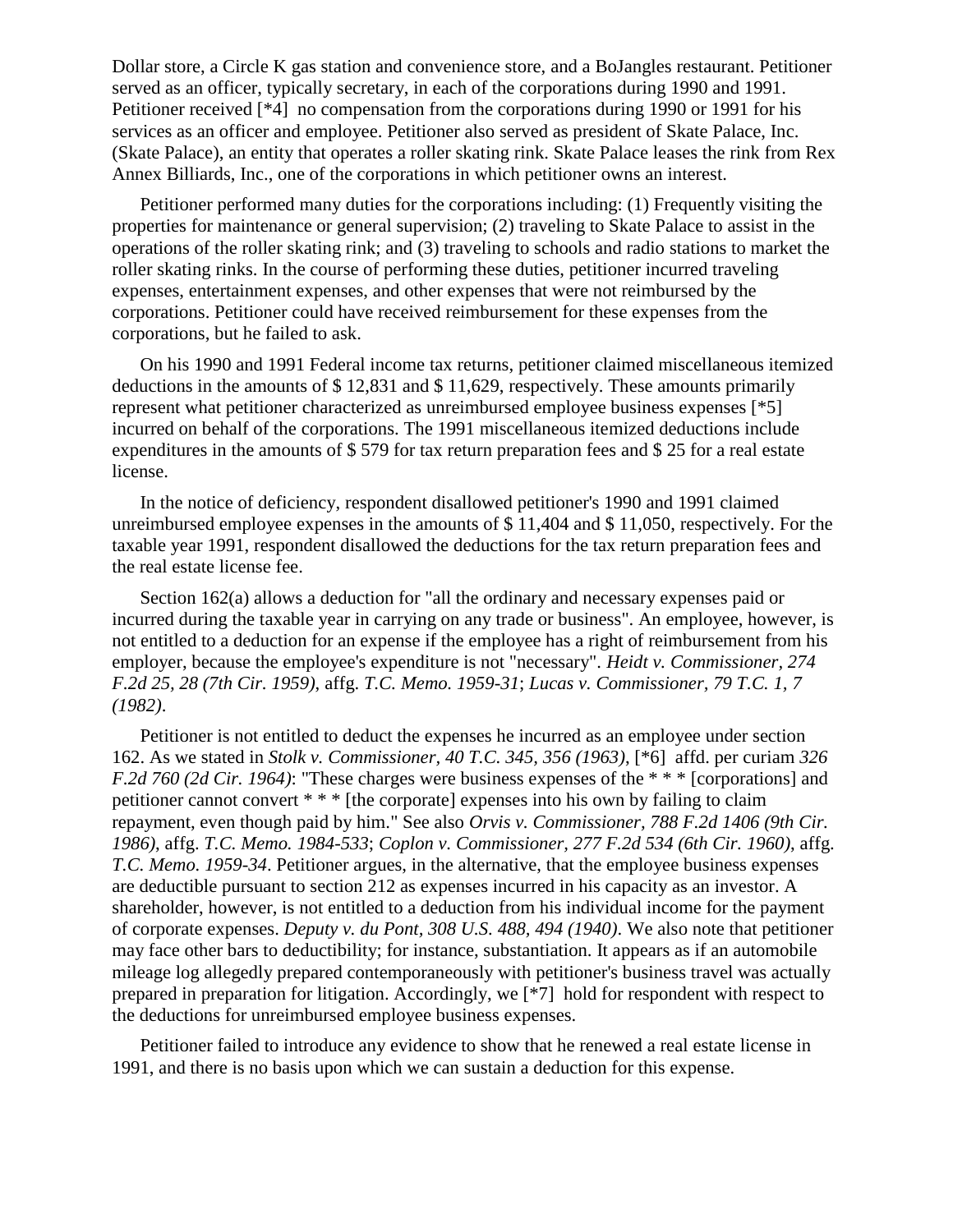Dollar store, a Circle K gas station and convenience store, and a BoJangles restaurant. Petitioner served as an officer, typically secretary, in each of the corporations during 1990 and 1991. Petitioner received [*4] no compensation from the corporations during 1990 or 1991 for his services as an officer and employee. Petitioner also served as president of Skate Palace, Inc. (Skate Palace), an entity that operates a roller skating rink. Skate Palace leases the rink from Rex Annex Billiards, Inc., one of the corporations in which petitioner owns an interest.

Petitioner performed many duties for the corporations including: (1) Frequently visiting the properties for maintenance or general supervision; (2) traveling to Skate Palace to assist in the operations of the roller skating rink; and (3) traveling to schools and radio stations to market the roller skating rinks. In the course of performing these duties, petitioner incurred traveling expenses, entertainment expenses, and other expenses that were not reimbursed by the corporations. Petitioner could have received reimbursement for these expenses from the corporations, but he failed to ask.

On his 1990 and 1991 Federal income tax returns, petitioner claimed miscellaneous itemized deductions in the amounts of $ 12,831 and $ 11,629, respectively. These amounts primarily represent what petitioner characterized as unreimbursed employee business expenses [*5] incurred on behalf of the corporations. The 1991 miscellaneous itemized deductions include expenditures in the amounts of $ 579 for tax return preparation fees and $ 25 for a real estate license.

In the notice of deficiency, respondent disallowed petitioner's 1990 and 1991 claimed unreimbursed employee expenses in the amounts of $ 11,404 and $ 11,050, respectively. For the taxable year 1991, respondent disallowed the deductions for the tax return preparation fees and the real estate license fee.

Section 162(a) allows a deduction for "all the ordinary and necessary expenses paid or incurred during the taxable year in carrying on any trade or business". An employee, however, is not entitled to a deduction for an expense if the employee has a right of reimbursement from his employer, because the employee's expenditure is not "necessary". *Heidt v. Commissioner, 274 F.2d 25, 28 (7th Cir. 1959)*, affg. *T.C. Memo. 1959-31*; *Lucas v. Commissioner, 79 T.C. 1, 7 (1982)*.

Petitioner is not entitled to deduct the expenses he incurred as an employee under section 162. As we stated in *Stolk v. Commissioner, 40 T.C. 345, 356 (1963)*, [*6] affd. per curiam *326 F.2d 760 (2d Cir. 1964)*: "These charges were business expenses of the * * * [corporations] and petitioner cannot convert * * * [the corporate] expenses into his own by failing to claim repayment, even though paid by him." See also *Orvis v. Commissioner, 788 F.2d 1406 (9th Cir. 1986)*, affg. *T.C. Memo. 1984-533*; *Coplon v. Commissioner, 277 F.2d 534 (6th Cir. 1960)*, affg. *T.C. Memo. 1959-34*. Petitioner argues, in the alternative, that the employee business expenses are deductible pursuant to section 212 as expenses incurred in his capacity as an investor. A shareholder, however, is not entitled to a deduction from his individual income for the payment of corporate expenses. *Deputy v. du Pont, 308 U.S. 488, 494 (1940)*. We also note that petitioner may face other bars to deductibility; for instance, substantiation. It appears as if an automobile mileage log allegedly prepared contemporaneously with petitioner's business travel was actually prepared in preparation for litigation. Accordingly, we [*7] hold for respondent with respect to the deductions for unreimbursed employee business expenses.

Petitioner failed to introduce any evidence to show that he renewed a real estate license in 1991, and there is no basis upon which we can sustain a deduction for this expense.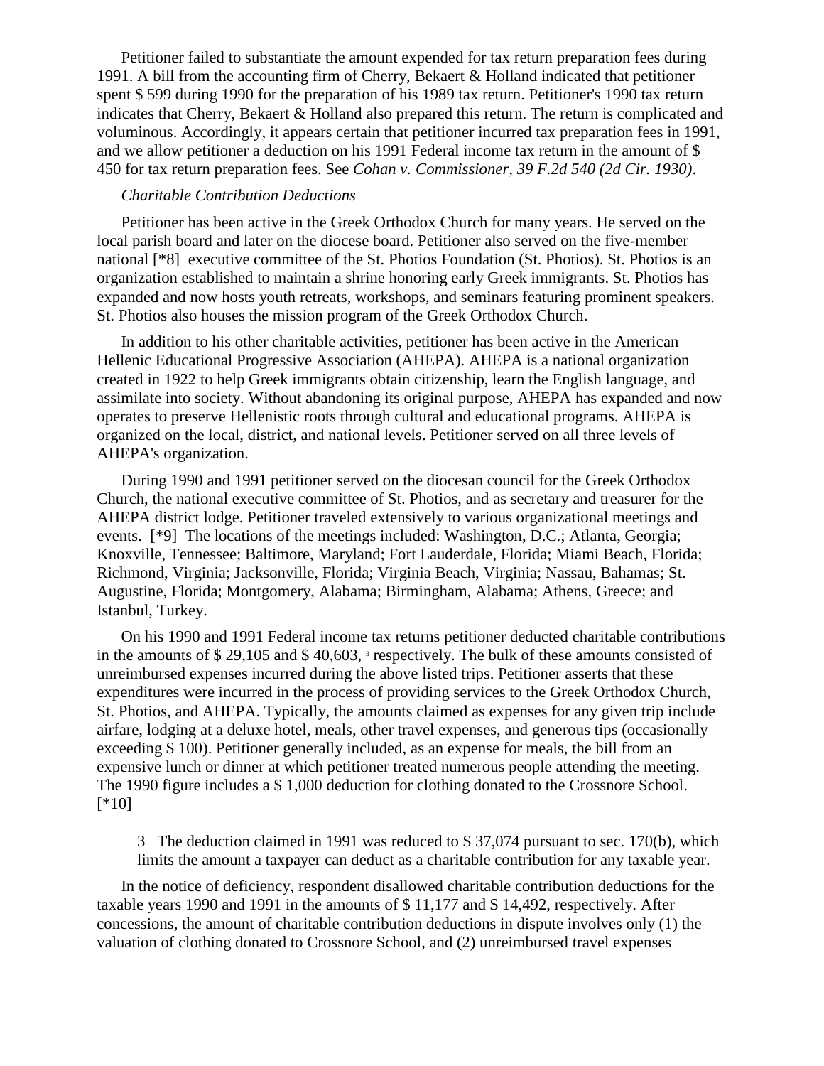Petitioner failed to substantiate the amount expended for tax return preparation fees during 1991. A bill from the accounting firm of Cherry, Bekaert & Holland indicated that petitioner spent $ 599 during 1990 for the preparation of his 1989 tax return. Petitioner's 1990 tax return indicates that Cherry, Bekaert & Holland also prepared this return. The return is complicated and voluminous. Accordingly, it appears certain that petitioner incurred tax preparation fees in 1991, and we allow petitioner a deduction on his 1991 Federal income tax return in the amount of $ 450 for tax return preparation fees. See *Cohan v. Commissioner, 39 F.2d 540 (2d Cir. 1930)*.

*Charitable Contribution Deductions*

Petitioner has been active in the Greek Orthodox Church for many years. He served on the local parish board and later on the diocese board. Petitioner also served on the five-member national [*8] executive committee of the St. Photios Foundation (St. Photios). St. Photios is an organization established to maintain a shrine honoring early Greek immigrants. St. Photios has expanded and now hosts youth retreats, workshops, and seminars featuring prominent speakers. St. Photios also houses the mission program of the Greek Orthodox Church.

In addition to his other charitable activities, petitioner has been active in the American Hellenic Educational Progressive Association (AHEPA). AHEPA is a national organization created in 1922 to help Greek immigrants obtain citizenship, learn the English language, and assimilate into society. Without abandoning its original purpose, AHEPA has expanded and now operates to preserve Hellenistic roots through cultural and educational programs. AHEPA is organized on the local, district, and national levels. Petitioner served on all three levels of AHEPA's organization.

During 1990 and 1991 petitioner served on the diocesan council for the Greek Orthodox Church, the national executive committee of St. Photios, and as secretary and treasurer for the AHEPA district lodge. Petitioner traveled extensively to various organizational meetings and events. [*9] The locations of the meetings included: Washington, D.C.; Atlanta, Georgia; Knoxville, Tennessee; Baltimore, Maryland; Fort Lauderdale, Florida; Miami Beach, Florida; Richmond, Virginia; Jacksonville, Florida; Virginia Beach, Virginia; Nassau, Bahamas; St. Augustine, Florida; Montgomery, Alabama; Birmingham, Alabama; Athens, Greece; and Istanbul, Turkey.

On his 1990 and 1991 Federal income tax returns petitioner deducted charitable contributions in the amounts of $ 29,105 and $ 40,603, [3] respectively. The bulk of these amounts consisted of unreimbursed expenses incurred during the above listed trips. Petitioner asserts that these expenditures were incurred in the process of providing services to the Greek Orthodox Church, St. Photios, and AHEPA. Typically, the amounts claimed as expenses for any given trip include airfare, lodging at a deluxe hotel, meals, other travel expenses, and generous tips (occasionally exceeding $ 100). Petitioner generally included, as an expense for meals, the bill from an expensive lunch or dinner at which petitioner treated numerous people attending the meeting. The 1990 figure includes a $ 1,000 deduction for clothing donated to the Crossnore School. [*10]

> 3 The deduction claimed in 1991 was reduced to $ 37,074 pursuant to sec. 170(b), which limits the amount a taxpayer can deduct as a charitable contribution for any taxable year.

In the notice of deficiency, respondent disallowed charitable contribution deductions for the taxable years 1990 and 1991 in the amounts of $ 11,177 and $ 14,492, respectively. After concessions, the amount of charitable contribution deductions in dispute involves only (1) the valuation of clothing donated to Crossnore School, and (2) unreimbursed travel expenses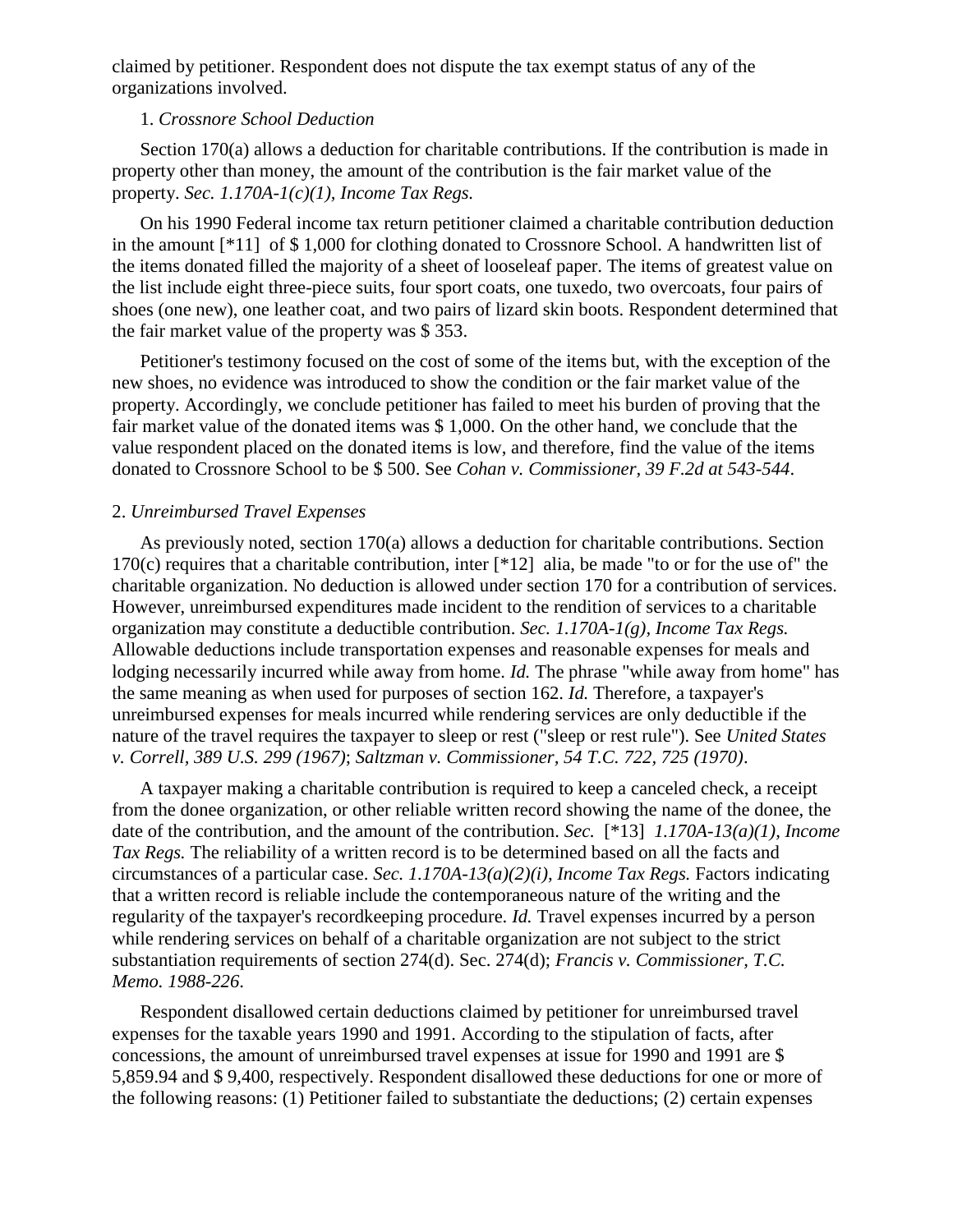claimed by petitioner. Respondent does not dispute the tax exempt status of any of the organizations involved.

1. *Crossnore School Deduction*

Section 170(a) allows a deduction for charitable contributions. If the contribution is made in property other than money, the amount of the contribution is the fair market value of the property. *Sec. 1.170A-1(c)(1), Income Tax Regs.*

On his 1990 Federal income tax return petitioner claimed a charitable contribution deduction in the amount [*11] of $ 1,000 for clothing donated to Crossnore School. A handwritten list of the items donated filled the majority of a sheet of looseleaf paper. The items of greatest value on the list include eight three-piece suits, four sport coats, one tuxedo, two overcoats, four pairs of shoes (one new), one leather coat, and two pairs of lizard skin boots. Respondent determined that the fair market value of the property was $ 353.

Petitioner's testimony focused on the cost of some of the items but, with the exception of the new shoes, no evidence was introduced to show the condition or the fair market value of the property. Accordingly, we conclude petitioner has failed to meet his burden of proving that the fair market value of the donated items was $ 1,000. On the other hand, we conclude that the value respondent placed on the donated items is low, and therefore, find the value of the items donated to Crossnore School to be $ 500. See *Cohan v. Commissioner, 39 F.2d at 543-544*.

2. *Unreimbursed Travel Expenses*

As previously noted, section 170(a) allows a deduction for charitable contributions. Section 170(c) requires that a charitable contribution, inter [*12] alia, be made "to or for the use of" the charitable organization. No deduction is allowed under section 170 for a contribution of services. However, unreimbursed expenditures made incident to the rendition of services to a charitable organization may constitute a deductible contribution. *Sec. 1.170A-1(g), Income Tax Regs.* Allowable deductions include transportation expenses and reasonable expenses for meals and lodging necessarily incurred while away from home. *Id.* The phrase "while away from home" has the same meaning as when used for purposes of section 162. *Id.* Therefore, a taxpayer's unreimbursed expenses for meals incurred while rendering services are only deductible if the nature of the travel requires the taxpayer to sleep or rest ("sleep or rest rule"). See *United States v. Correll, 389 U.S. 299 (1967)*; *Saltzman v. Commissioner, 54 T.C. 722, 725 (1970)*.

A taxpayer making a charitable contribution is required to keep a canceled check, a receipt from the donee organization, or other reliable written record showing the name of the donee, the date of the contribution, and the amount of the contribution. *Sec.* [*13] *1.170A-13(a)(1), Income Tax Regs.* The reliability of a written record is to be determined based on all the facts and circumstances of a particular case. *Sec. 1.170A-13(a)(2)(i), Income Tax Regs.* Factors indicating that a written record is reliable include the contemporaneous nature of the writing and the regularity of the taxpayer's recordkeeping procedure. *Id.* Travel expenses incurred by a person while rendering services on behalf of a charitable organization are not subject to the strict substantiation requirements of section 274(d). Sec. 274(d); *Francis v. Commissioner, T.C. Memo. 1988-226*.

Respondent disallowed certain deductions claimed by petitioner for unreimbursed travel expenses for the taxable years 1990 and 1991. According to the stipulation of facts, after concessions, the amount of unreimbursed travel expenses at issue for 1990 and 1991 are $ 5,859.94 and $ 9,400, respectively. Respondent disallowed these deductions for one or more of the following reasons: (1) Petitioner failed to substantiate the deductions; (2) certain expenses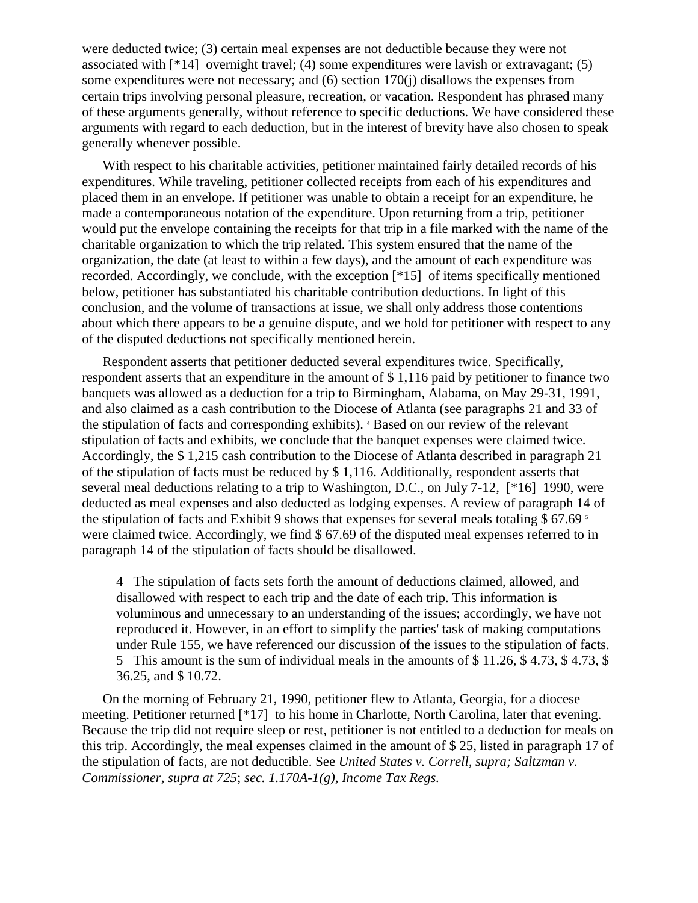were deducted twice; (3) certain meal expenses are not deductible because they were not associated with [*14] overnight travel; (4) some expenditures were lavish or extravagant; (5) some expenditures were not necessary; and (6) section 170(j) disallows the expenses from certain trips involving personal pleasure, recreation, or vacation. Respondent has phrased many of these arguments generally, without reference to specific deductions. We have considered these arguments with regard to each deduction, but in the interest of brevity have also chosen to speak generally whenever possible.

With respect to his charitable activities, petitioner maintained fairly detailed records of his expenditures. While traveling, petitioner collected receipts from each of his expenditures and placed them in an envelope. If petitioner was unable to obtain a receipt for an expenditure, he made a contemporaneous notation of the expenditure. Upon returning from a trip, petitioner would put the envelope containing the receipts for that trip in a file marked with the name of the charitable organization to which the trip related. This system ensured that the name of the organization, the date (at least to within a few days), and the amount of each expenditure was recorded. Accordingly, we conclude, with the exception [*15] of items specifically mentioned below, petitioner has substantiated his charitable contribution deductions. In light of this conclusion, and the volume of transactions at issue, we shall only address those contentions about which there appears to be a genuine dispute, and we hold for petitioner with respect to any of the disputed deductions not specifically mentioned herein.

Respondent asserts that petitioner deducted several expenditures twice. Specifically, respondent asserts that an expenditure in the amount of $ 1,116 paid by petitioner to finance two banquets was allowed as a deduction for a trip to Birmingham, Alabama, on May 29-31, 1991, and also claimed as a cash contribution to the Diocese of Atlanta (see paragraphs 21 and 33 of the stipulation of facts and corresponding exhibits). [4] Based on our review of the relevant stipulation of facts and exhibits, we conclude that the banquet expenses were claimed twice. Accordingly, the $ 1,215 cash contribution to the Diocese of Atlanta described in paragraph 21 of the stipulation of facts must be reduced by $ 1,116. Additionally, respondent asserts that several meal deductions relating to a trip to Washington, D.C., on July 7-12, [*16] 1990, were deducted as meal expenses and also deducted as lodging expenses. A review of paragraph 14 of the stipulation of facts and Exhibit 9 shows that expenses for several meals totaling $ 67.69 [5] were claimed twice. Accordingly, we find $ 67.69 of the disputed meal expenses referred to in paragraph 14 of the stipulation of facts should be disallowed.

4 The stipulation of facts sets forth the amount of deductions claimed, allowed, and disallowed with respect to each trip and the date of each trip. This information is voluminous and unnecessary to an understanding of the issues; accordingly, we have not reproduced it. However, in an effort to simplify the parties' task of making computations under Rule 155, we have referenced our discussion of the issues to the stipulation of facts.

5 This amount is the sum of individual meals in the amounts of $ 11.26, $ 4.73, $ 4.73, $ 36.25, and $ 10.72.

On the morning of February 21, 1990, petitioner flew to Atlanta, Georgia, for a diocese meeting. Petitioner returned [*17] to his home in Charlotte, North Carolina, later that evening. Because the trip did not require sleep or rest, petitioner is not entitled to a deduction for meals on this trip. Accordingly, the meal expenses claimed in the amount of $ 25, listed in paragraph 17 of the stipulation of facts, are not deductible. See *United States v. Correll, supra; Saltzman v. Commissioner, supra at 725*; *sec. 1.170A-1(g), Income Tax Regs.*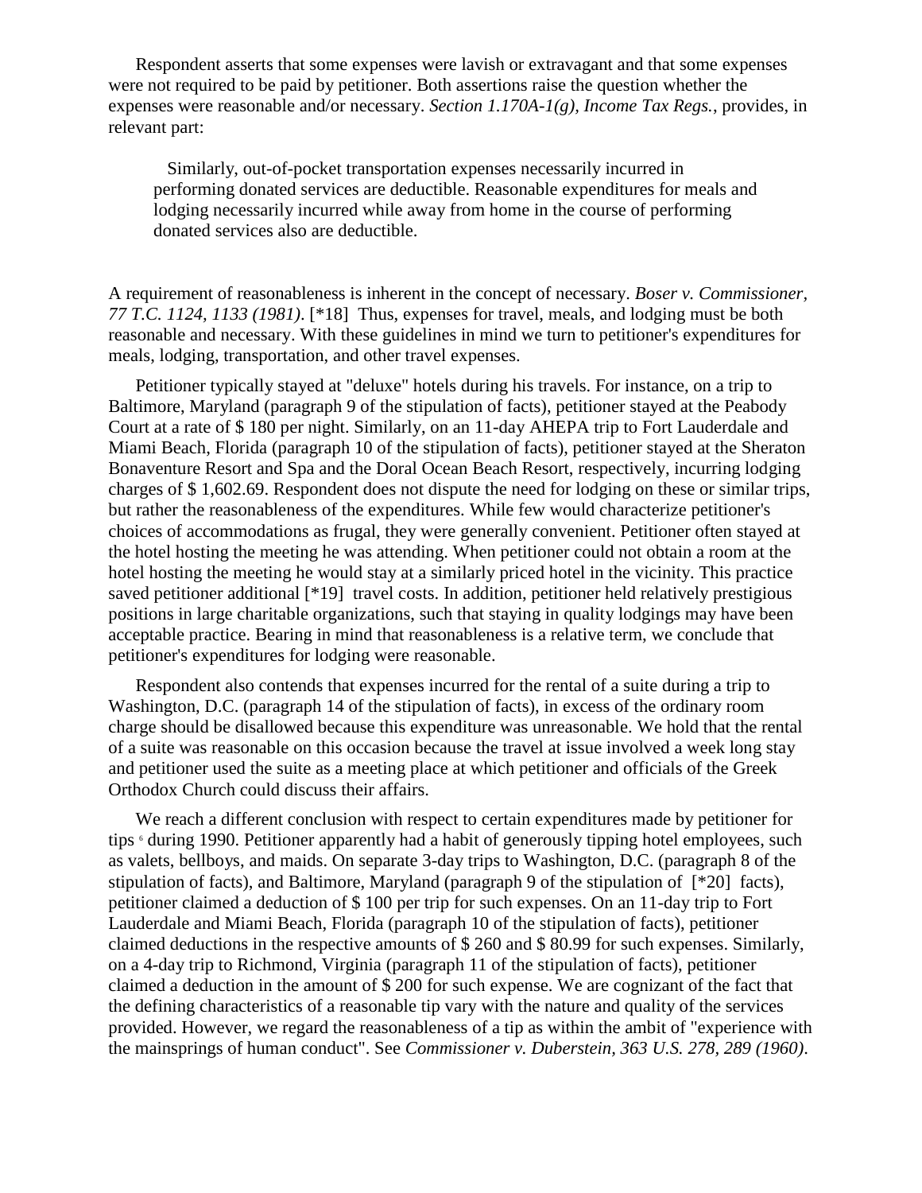Respondent asserts that some expenses were lavish or extravagant and that some expenses were not required to be paid by petitioner. Both assertions raise the question whether the expenses were reasonable and/or necessary. *Section 1.170A-1(g), Income Tax Regs.*, provides, in relevant part:

> Similarly, out-of-pocket transportation expenses necessarily incurred in performing donated services are deductible. Reasonable expenditures for meals and lodging necessarily incurred while away from home in the course of performing donated services also are deductible.

A requirement of reasonableness is inherent in the concept of necessary. *Boser v. Commissioner, 77 T.C. 1124, 1133 (1981)*. [*18] Thus, expenses for travel, meals, and lodging must be both reasonable and necessary. With these guidelines in mind we turn to petitioner's expenditures for meals, lodging, transportation, and other travel expenses.

Petitioner typically stayed at "deluxe" hotels during his travels. For instance, on a trip to Baltimore, Maryland (paragraph 9 of the stipulation of facts), petitioner stayed at the Peabody Court at a rate of $ 180 per night. Similarly, on an 11-day AHEPA trip to Fort Lauderdale and Miami Beach, Florida (paragraph 10 of the stipulation of facts), petitioner stayed at the Sheraton Bonaventure Resort and Spa and the Doral Ocean Beach Resort, respectively, incurring lodging charges of $ 1,602.69. Respondent does not dispute the need for lodging on these or similar trips, but rather the reasonableness of the expenditures. While few would characterize petitioner's choices of accommodations as frugal, they were generally convenient. Petitioner often stayed at the hotel hosting the meeting he was attending. When petitioner could not obtain a room at the hotel hosting the meeting he would stay at a similarly priced hotel in the vicinity. This practice saved petitioner additional [*19] travel costs. In addition, petitioner held relatively prestigious positions in large charitable organizations, such that staying in quality lodgings may have been acceptable practice. Bearing in mind that reasonableness is a relative term, we conclude that petitioner's expenditures for lodging were reasonable.

Respondent also contends that expenses incurred for the rental of a suite during a trip to Washington, D.C. (paragraph 14 of the stipulation of facts), in excess of the ordinary room charge should be disallowed because this expenditure was unreasonable. We hold that the rental of a suite was reasonable on this occasion because the travel at issue involved a week long stay and petitioner used the suite as a meeting place at which petitioner and officials of the Greek Orthodox Church could discuss their affairs.

We reach a different conclusion with respect to certain expenditures made by petitioner for tips [6] during 1990. Petitioner apparently had a habit of generously tipping hotel employees, such as valets, bellboys, and maids. On separate 3-day trips to Washington, D.C. (paragraph 8 of the stipulation of facts), and Baltimore, Maryland (paragraph 9 of the stipulation of [*20] facts), petitioner claimed a deduction of $ 100 per trip for such expenses. On an 11-day trip to Fort Lauderdale and Miami Beach, Florida (paragraph 10 of the stipulation of facts), petitioner claimed deductions in the respective amounts of $ 260 and $ 80.99 for such expenses. Similarly, on a 4-day trip to Richmond, Virginia (paragraph 11 of the stipulation of facts), petitioner claimed a deduction in the amount of $ 200 for such expense. We are cognizant of the fact that the defining characteristics of a reasonable tip vary with the nature and quality of the services provided. However, we regard the reasonableness of a tip as within the ambit of "experience with the mainsprings of human conduct". See *Commissioner v. Duberstein, 363 U.S. 278, 289 (1960)*.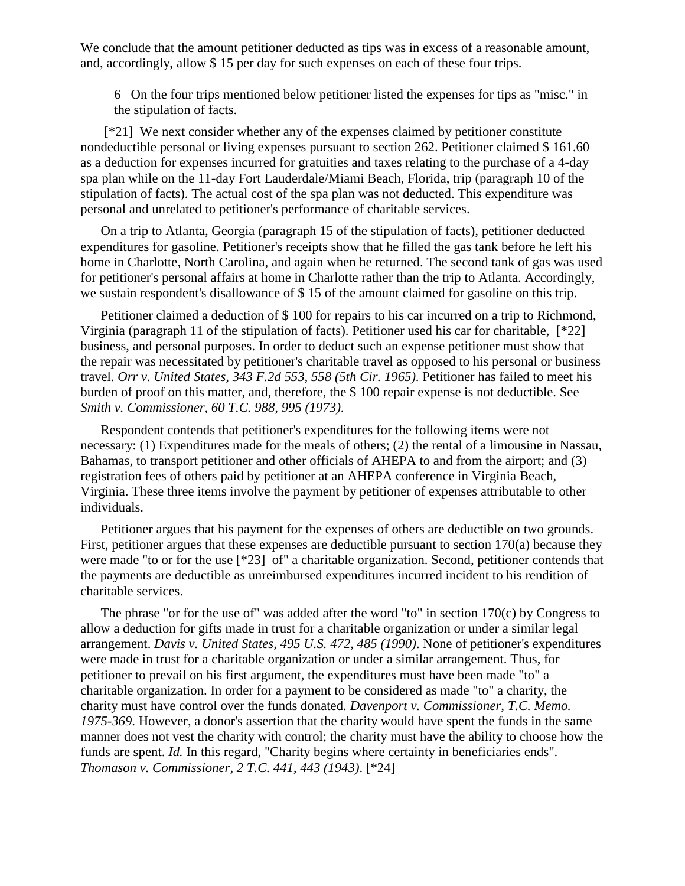We conclude that the amount petitioner deducted as tips was in excess of a reasonable amount, and, accordingly, allow $ 15 per day for such expenses on each of these four trips.

> 6 On the four trips mentioned below petitioner listed the expenses for tips as "misc." in the stipulation of facts.

[*21] We next consider whether any of the expenses claimed by petitioner constitute nondeductible personal or living expenses pursuant to section 262. Petitioner claimed $ 161.60 as a deduction for expenses incurred for gratuities and taxes relating to the purchase of a 4-day spa plan while on the 11-day Fort Lauderdale/Miami Beach, Florida, trip (paragraph 10 of the stipulation of facts). The actual cost of the spa plan was not deducted. This expenditure was personal and unrelated to petitioner's performance of charitable services.

On a trip to Atlanta, Georgia (paragraph 15 of the stipulation of facts), petitioner deducted expenditures for gasoline. Petitioner's receipts show that he filled the gas tank before he left his home in Charlotte, North Carolina, and again when he returned. The second tank of gas was used for petitioner's personal affairs at home in Charlotte rather than the trip to Atlanta. Accordingly, we sustain respondent's disallowance of $ 15 of the amount claimed for gasoline on this trip.

Petitioner claimed a deduction of $ 100 for repairs to his car incurred on a trip to Richmond, Virginia (paragraph 11 of the stipulation of facts). Petitioner used his car for charitable, [*22] business, and personal purposes. In order to deduct such an expense petitioner must show that the repair was necessitated by petitioner's charitable travel as opposed to his personal or business travel. *Orr v. United States, 343 F.2d 553, 558 (5th Cir. 1965)*. Petitioner has failed to meet his burden of proof on this matter, and, therefore, the $ 100 repair expense is not deductible. See *Smith v. Commissioner, 60 T.C. 988, 995 (1973)*.

Respondent contends that petitioner's expenditures for the following items were not necessary: (1) Expenditures made for the meals of others; (2) the rental of a limousine in Nassau, Bahamas, to transport petitioner and other officials of AHEPA to and from the airport; and (3) registration fees of others paid by petitioner at an AHEPA conference in Virginia Beach, Virginia. These three items involve the payment by petitioner of expenses attributable to other individuals.

Petitioner argues that his payment for the expenses of others are deductible on two grounds. First, petitioner argues that these expenses are deductible pursuant to section 170(a) because they were made "to or for the use [*23] of" a charitable organization. Second, petitioner contends that the payments are deductible as unreimbursed expenditures incurred incident to his rendition of charitable services.

The phrase "or for the use of" was added after the word "to" in section 170(c) by Congress to allow a deduction for gifts made in trust for a charitable organization or under a similar legal arrangement. *Davis v. United States, 495 U.S. 472, 485 (1990)*. None of petitioner's expenditures were made in trust for a charitable organization or under a similar arrangement. Thus, for petitioner to prevail on his first argument, the expenditures must have been made "to" a charitable organization. In order for a payment to be considered as made "to" a charity, the charity must have control over the funds donated. *Davenport v. Commissioner, T.C. Memo. 1975-369*. However, a donor's assertion that the charity would have spent the funds in the same manner does not vest the charity with control; the charity must have the ability to choose how the funds are spent. *Id.* In this regard, "Charity begins where certainty in beneficiaries ends". *Thomason v. Commissioner, 2 T.C. 441, 443 (1943)*. [*24]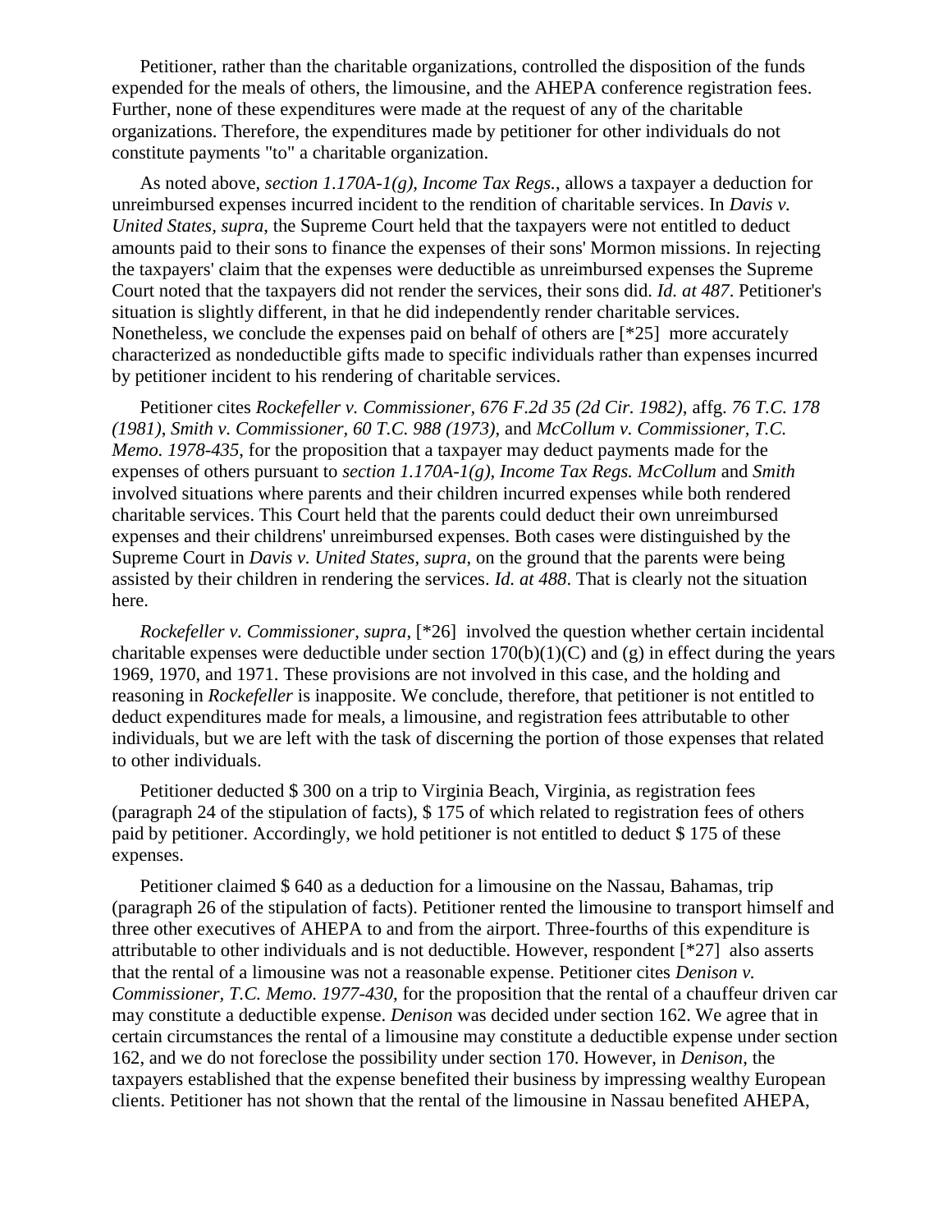Petitioner, rather than the charitable organizations, controlled the disposition of the funds expended for the meals of others, the limousine, and the AHEPA conference registration fees. Further, none of these expenditures were made at the request of any of the charitable organizations. Therefore, the expenditures made by petitioner for other individuals do not constitute payments "to" a charitable organization.

As noted above, *section 1.170A-1(g), Income Tax Regs.*, allows a taxpayer a deduction for unreimbursed expenses incurred incident to the rendition of charitable services. In *Davis v. United States, supra*, the Supreme Court held that the taxpayers were not entitled to deduct amounts paid to their sons to finance the expenses of their sons' Mormon missions. In rejecting the taxpayers' claim that the expenses were deductible as unreimbursed expenses the Supreme Court noted that the taxpayers did not render the services, their sons did. *Id. at 487*. Petitioner's situation is slightly different, in that he did independently render charitable services. Nonetheless, we conclude the expenses paid on behalf of others are [*25] more accurately characterized as nondeductible gifts made to specific individuals rather than expenses incurred by petitioner incident to his rendering of charitable services.

Petitioner cites *Rockefeller v. Commissioner, 676 F.2d 35 (2d Cir. 1982)*, affg. *76 T.C. 178 (1981)*, *Smith v. Commissioner, 60 T.C. 988 (1973)*, and *McCollum v. Commissioner, T.C. Memo. 1978-435*, for the proposition that a taxpayer may deduct payments made for the expenses of others pursuant to *section 1.170A-1(g), Income Tax Regs. McCollum* and *Smith* involved situations where parents and their children incurred expenses while both rendered charitable services. This Court held that the parents could deduct their own unreimbursed expenses and their childrens' unreimbursed expenses. Both cases were distinguished by the Supreme Court in *Davis v. United States, supra*, on the ground that the parents were being assisted by their children in rendering the services. *Id. at 488*. That is clearly not the situation here.

*Rockefeller v. Commissioner, supra*, [*26] involved the question whether certain incidental charitable expenses were deductible under section 170(b)(1)(C) and (g) in effect during the years 1969, 1970, and 1971. These provisions are not involved in this case, and the holding and reasoning in *Rockefeller* is inapposite. We conclude, therefore, that petitioner is not entitled to deduct expenditures made for meals, a limousine, and registration fees attributable to other individuals, but we are left with the task of discerning the portion of those expenses that related to other individuals.

Petitioner deducted $ 300 on a trip to Virginia Beach, Virginia, as registration fees (paragraph 24 of the stipulation of facts), $ 175 of which related to registration fees of others paid by petitioner. Accordingly, we hold petitioner is not entitled to deduct $ 175 of these expenses.

Petitioner claimed $ 640 as a deduction for a limousine on the Nassau, Bahamas, trip (paragraph 26 of the stipulation of facts). Petitioner rented the limousine to transport himself and three other executives of AHEPA to and from the airport. Three-fourths of this expenditure is attributable to other individuals and is not deductible. However, respondent [*27] also asserts that the rental of a limousine was not a reasonable expense. Petitioner cites *Denison v. Commissioner, T.C. Memo. 1977-430*, for the proposition that the rental of a chauffeur driven car may constitute a deductible expense. *Denison* was decided under section 162. We agree that in certain circumstances the rental of a limousine may constitute a deductible expense under section 162, and we do not foreclose the possibility under section 170. However, in *Denison*, the taxpayers established that the expense benefited their business by impressing wealthy European clients. Petitioner has not shown that the rental of the limousine in Nassau benefited AHEPA,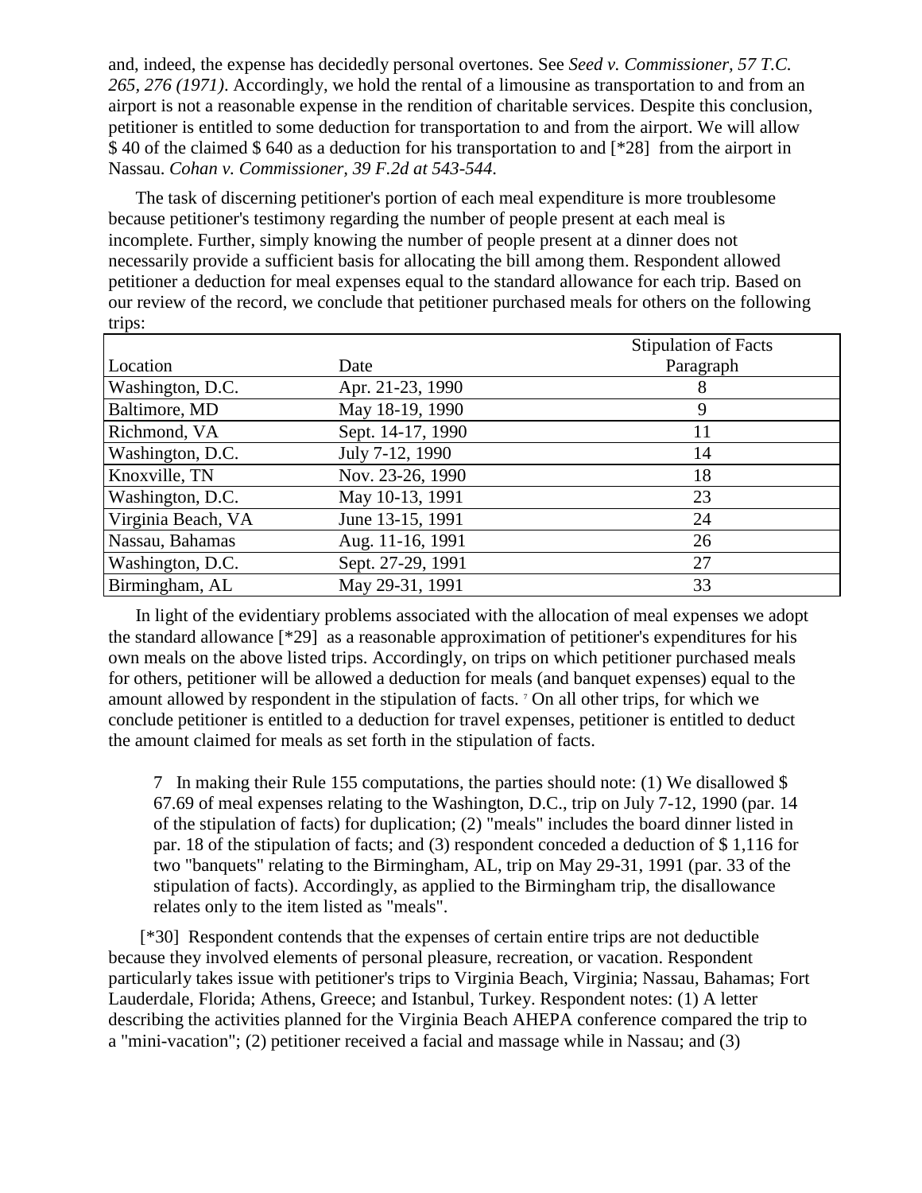and, indeed, the expense has decidedly personal overtones. See *Seed v. Commissioner, 57 T.C. 265, 276 (1971)*. Accordingly, we hold the rental of a limousine as transportation to and from an airport is not a reasonable expense in the rendition of charitable services. Despite this conclusion, petitioner is entitled to some deduction for transportation to and from the airport. We will allow $ 40 of the claimed $ 640 as a deduction for his transportation to and [*28] from the airport in Nassau. *Cohan v. Commissioner, 39 F.2d at 543-544*.

The task of discerning petitioner's portion of each meal expenditure is more troublesome because petitioner's testimony regarding the number of people present at each meal is incomplete. Further, simply knowing the number of people present at a dinner does not necessarily provide a sufficient basis for allocating the bill among them. Respondent allowed petitioner a deduction for meal expenses equal to the standard allowance for each trip. Based on our review of the record, we conclude that petitioner purchased meals for others on the following trips:

| Location | Date | Stipulation of Facts Paragraph |
|---|---|---|
| Washington, D.C. | Apr. 21-23, 1990 | 8 |
| Baltimore, MD | May 18-19, 1990 | 9 |
| Richmond, VA | Sept. 14-17, 1990 | 11 |
| Washington, D.C. | July 7-12, 1990 | 14 |
| Knoxville, TN | Nov. 23-26, 1990 | 18 |
| Washington, D.C. | May 10-13, 1991 | 23 |
| Virginia Beach, VA | June 13-15, 1991 | 24 |
| Nassau, Bahamas | Aug. 11-16, 1991 | 26 |
| Washington, D.C. | Sept. 27-29, 1991 | 27 |
| Birmingham, AL | May 29-31, 1991 | 33 |

In light of the evidentiary problems associated with the allocation of meal expenses we adopt the standard allowance [*29] as a reasonable approximation of petitioner's expenditures for his own meals on the above listed trips. Accordingly, on trips on which petitioner purchased meals for others, petitioner will be allowed a deduction for meals (and banquet expenses) equal to the amount allowed by respondent in the stipulation of facts. [7] On all other trips, for which we conclude petitioner is entitled to a deduction for travel expenses, petitioner is entitled to deduct the amount claimed for meals as set forth in the stipulation of facts.

7 In making their Rule 155 computations, the parties should note: (1) We disallowed $ 67.69 of meal expenses relating to the Washington, D.C., trip on July 7-12, 1990 (par. 14 of the stipulation of facts) for duplication; (2) "meals" includes the board dinner listed in par. 18 of the stipulation of facts; and (3) respondent conceded a deduction of $ 1,116 for two "banquets" relating to the Birmingham, AL, trip on May 29-31, 1991 (par. 33 of the stipulation of facts). Accordingly, as applied to the Birmingham trip, the disallowance relates only to the item listed as "meals".

[*30] Respondent contends that the expenses of certain entire trips are not deductible because they involved elements of personal pleasure, recreation, or vacation. Respondent particularly takes issue with petitioner's trips to Virginia Beach, Virginia; Nassau, Bahamas; Fort Lauderdale, Florida; Athens, Greece; and Istanbul, Turkey. Respondent notes: (1) A letter describing the activities planned for the Virginia Beach AHEPA conference compared the trip to a "mini-vacation"; (2) petitioner received a facial and massage while in Nassau; and (3)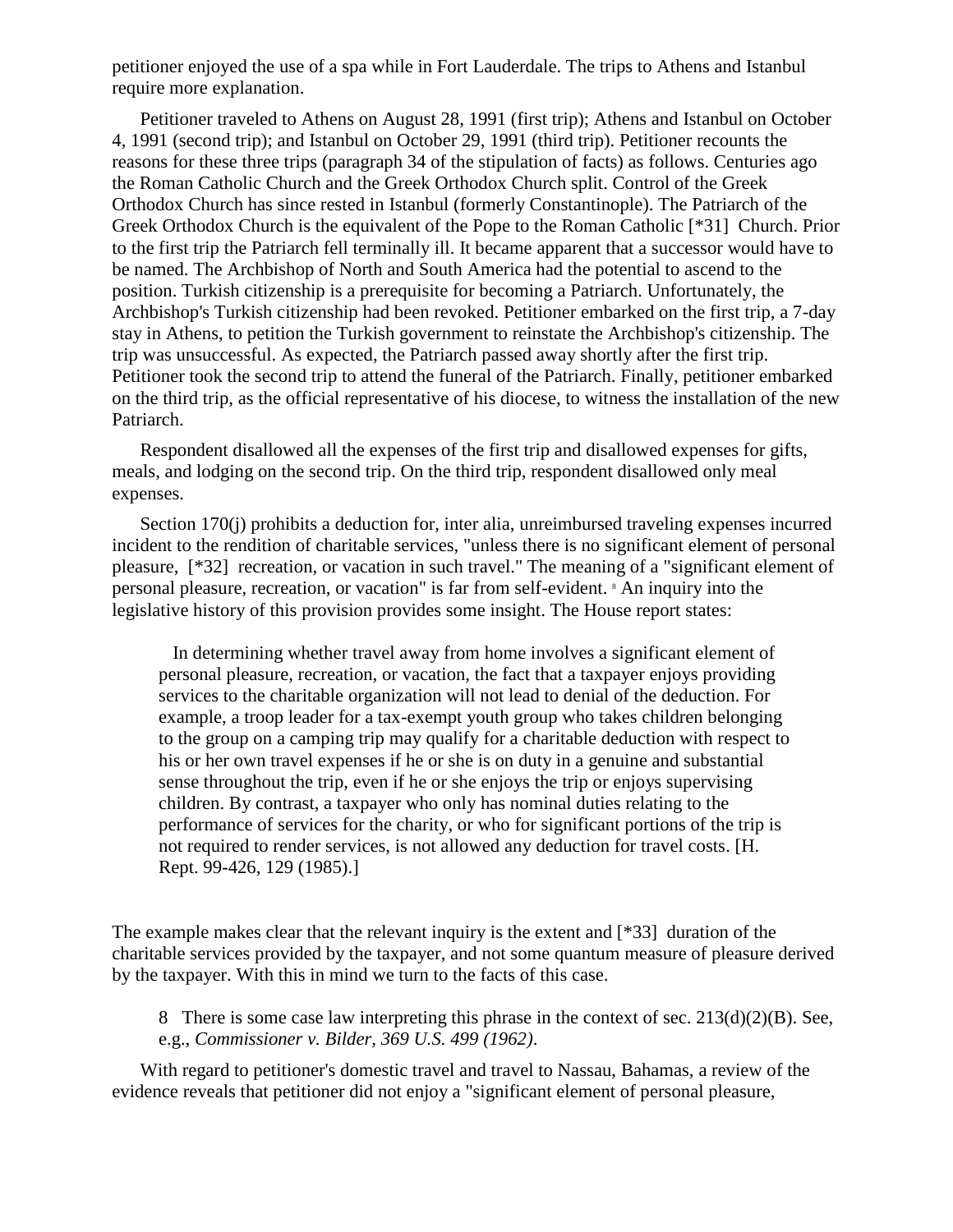petitioner enjoyed the use of a spa while in Fort Lauderdale. The trips to Athens and Istanbul require more explanation.

Petitioner traveled to Athens on August 28, 1991 (first trip); Athens and Istanbul on October 4, 1991 (second trip); and Istanbul on October 29, 1991 (third trip). Petitioner recounts the reasons for these three trips (paragraph 34 of the stipulation of facts) as follows. Centuries ago the Roman Catholic Church and the Greek Orthodox Church split. Control of the Greek Orthodox Church has since rested in Istanbul (formerly Constantinople). The Patriarch of the Greek Orthodox Church is the equivalent of the Pope to the Roman Catholic [*31] Church. Prior to the first trip the Patriarch fell terminally ill. It became apparent that a successor would have to be named. The Archbishop of North and South America had the potential to ascend to the position. Turkish citizenship is a prerequisite for becoming a Patriarch. Unfortunately, the Archbishop's Turkish citizenship had been revoked. Petitioner embarked on the first trip, a 7-day stay in Athens, to petition the Turkish government to reinstate the Archbishop's citizenship. The trip was unsuccessful. As expected, the Patriarch passed away shortly after the first trip. Petitioner took the second trip to attend the funeral of the Patriarch. Finally, petitioner embarked on the third trip, as the official representative of his diocese, to witness the installation of the new Patriarch.

Respondent disallowed all the expenses of the first trip and disallowed expenses for gifts, meals, and lodging on the second trip. On the third trip, respondent disallowed only meal expenses.

Section 170(j) prohibits a deduction for, inter alia, unreimbursed traveling expenses incurred incident to the rendition of charitable services, "unless there is no significant element of personal pleasure, [*32] recreation, or vacation in such travel." The meaning of a "significant element of personal pleasure, recreation, or vacation" is far from self-evident. [8] An inquiry into the legislative history of this provision provides some insight. The House report states:

> In determining whether travel away from home involves a significant element of personal pleasure, recreation, or vacation, the fact that a taxpayer enjoys providing services to the charitable organization will not lead to denial of the deduction. For example, a troop leader for a tax-exempt youth group who takes children belonging to the group on a camping trip may qualify for a charitable deduction with respect to his or her own travel expenses if he or she is on duty in a genuine and substantial sense throughout the trip, even if he or she enjoys the trip or enjoys supervising children. By contrast, a taxpayer who only has nominal duties relating to the performance of services for the charity, or who for significant portions of the trip is not required to render services, is not allowed any deduction for travel costs. [H. Rept. 99-426, 129 (1985).]

The example makes clear that the relevant inquiry is the extent and [*33] duration of the charitable services provided by the taxpayer, and not some quantum measure of pleasure derived by the taxpayer. With this in mind we turn to the facts of this case.

8 There is some case law interpreting this phrase in the context of sec. 213(d)(2)(B). See, e.g., *Commissioner v. Bilder, 369 U.S. 499 (1962)*.

With regard to petitioner's domestic travel and travel to Nassau, Bahamas, a review of the evidence reveals that petitioner did not enjoy a "significant element of personal pleasure,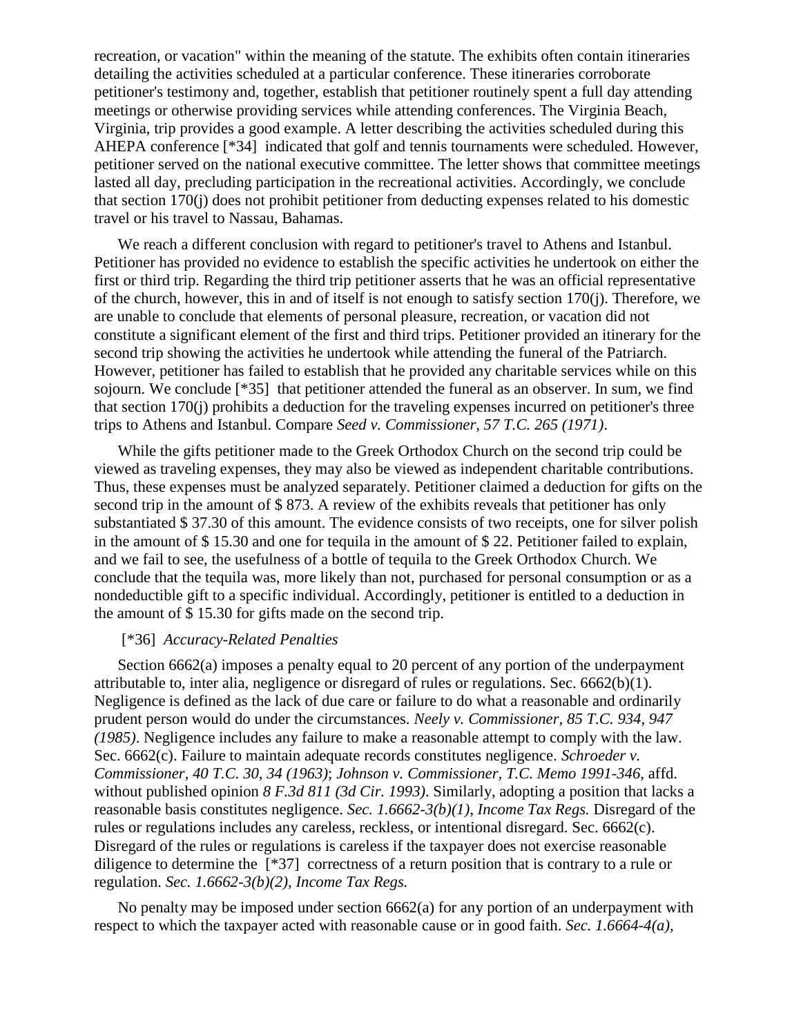recreation, or vacation" within the meaning of the statute. The exhibits often contain itineraries detailing the activities scheduled at a particular conference. These itineraries corroborate petitioner's testimony and, together, establish that petitioner routinely spent a full day attending meetings or otherwise providing services while attending conferences. The Virginia Beach, Virginia, trip provides a good example. A letter describing the activities scheduled during this AHEPA conference [*34] indicated that golf and tennis tournaments were scheduled. However, petitioner served on the national executive committee. The letter shows that committee meetings lasted all day, precluding participation in the recreational activities. Accordingly, we conclude that section 170(j) does not prohibit petitioner from deducting expenses related to his domestic travel or his travel to Nassau, Bahamas.

We reach a different conclusion with regard to petitioner's travel to Athens and Istanbul. Petitioner has provided no evidence to establish the specific activities he undertook on either the first or third trip. Regarding the third trip petitioner asserts that he was an official representative of the church, however, this in and of itself is not enough to satisfy section 170(j). Therefore, we are unable to conclude that elements of personal pleasure, recreation, or vacation did not constitute a significant element of the first and third trips. Petitioner provided an itinerary for the second trip showing the activities he undertook while attending the funeral of the Patriarch. However, petitioner has failed to establish that he provided any charitable services while on this sojourn. We conclude [*35] that petitioner attended the funeral as an observer. In sum, we find that section 170(j) prohibits a deduction for the traveling expenses incurred on petitioner's three trips to Athens and Istanbul. Compare *Seed v. Commissioner, 57 T.C. 265 (1971)*.

While the gifts petitioner made to the Greek Orthodox Church on the second trip could be viewed as traveling expenses, they may also be viewed as independent charitable contributions. Thus, these expenses must be analyzed separately. Petitioner claimed a deduction for gifts on the second trip in the amount of $ 873. A review of the exhibits reveals that petitioner has only substantiated $ 37.30 of this amount. The evidence consists of two receipts, one for silver polish in the amount of $ 15.30 and one for tequila in the amount of $ 22. Petitioner failed to explain, and we fail to see, the usefulness of a bottle of tequila to the Greek Orthodox Church. We conclude that the tequila was, more likely than not, purchased for personal consumption or as a nondeductible gift to a specific individual. Accordingly, petitioner is entitled to a deduction in the amount of $ 15.30 for gifts made on the second trip.

[*36] *Accuracy-Related Penalties*

Section 6662(a) imposes a penalty equal to 20 percent of any portion of the underpayment attributable to, inter alia, negligence or disregard of rules or regulations. Sec. 6662(b)(1). Negligence is defined as the lack of due care or failure to do what a reasonable and ordinarily prudent person would do under the circumstances. *Neely v. Commissioner, 85 T.C. 934, 947 (1985)*. Negligence includes any failure to make a reasonable attempt to comply with the law. Sec. 6662(c). Failure to maintain adequate records constitutes negligence. *Schroeder v. Commissioner, 40 T.C. 30, 34 (1963)*; *Johnson v. Commissioner, T.C. Memo 1991-346*, affd. without published opinion *8 F.3d 811 (3d Cir. 1993)*. Similarly, adopting a position that lacks a reasonable basis constitutes negligence. *Sec. 1.6662-3(b)(1), Income Tax Regs.* Disregard of the rules or regulations includes any careless, reckless, or intentional disregard. Sec. 6662(c). Disregard of the rules or regulations is careless if the taxpayer does not exercise reasonable diligence to determine the [*37] correctness of a return position that is contrary to a rule or regulation. *Sec. 1.6662-3(b)(2), Income Tax Regs.*

No penalty may be imposed under section 6662(a) for any portion of an underpayment with respect to which the taxpayer acted with reasonable cause or in good faith. *Sec. 1.6664-4(a),*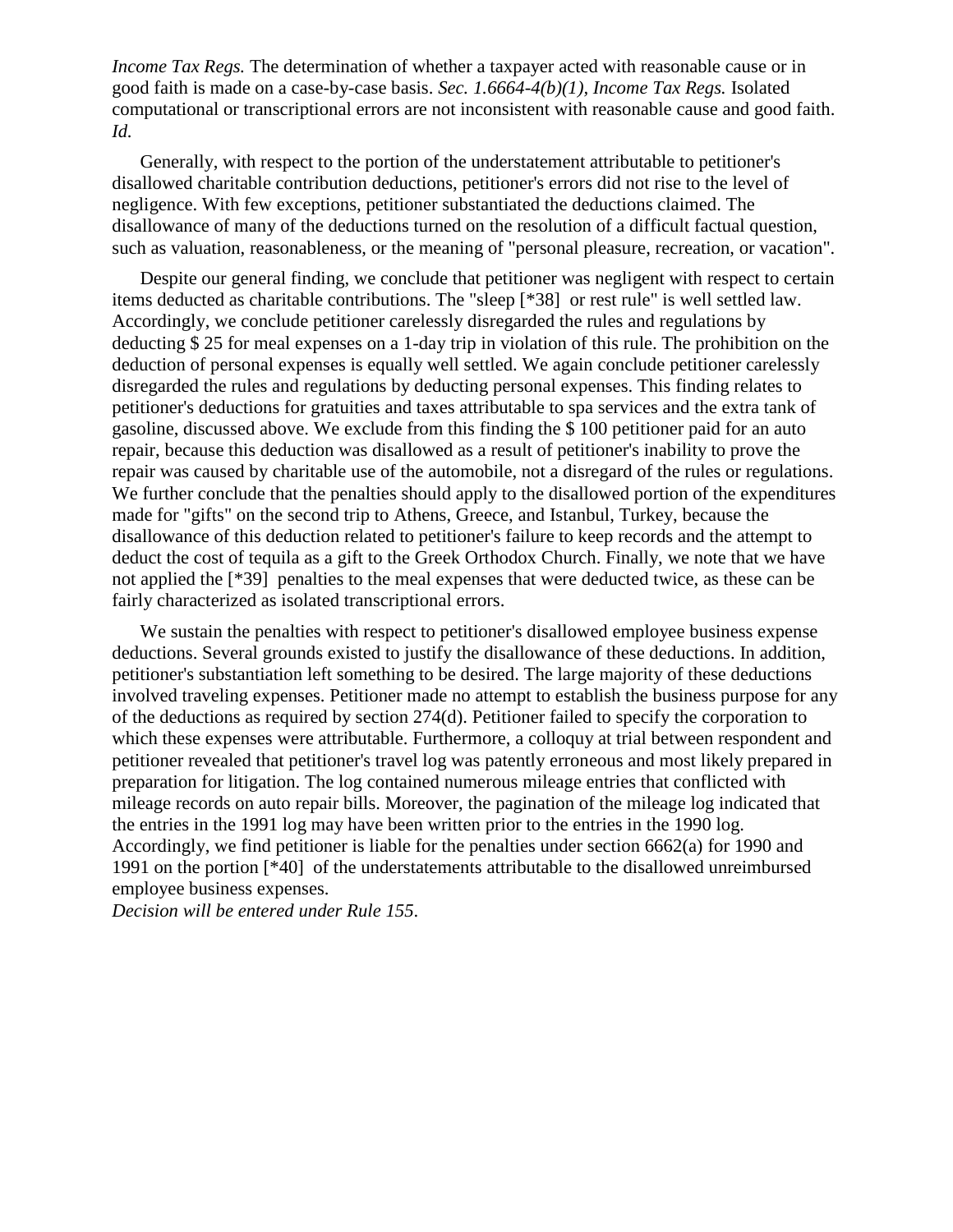*Income Tax Regs.* The determination of whether a taxpayer acted with reasonable cause or in good faith is made on a case-by-case basis. *Sec. 1.6664-4(b)(1), Income Tax Regs.* Isolated computational or transcriptional errors are not inconsistent with reasonable cause and good faith. *Id.*

Generally, with respect to the portion of the understatement attributable to petitioner's disallowed charitable contribution deductions, petitioner's errors did not rise to the level of negligence. With few exceptions, petitioner substantiated the deductions claimed. The disallowance of many of the deductions turned on the resolution of a difficult factual question, such as valuation, reasonableness, or the meaning of "personal pleasure, recreation, or vacation".

Despite our general finding, we conclude that petitioner was negligent with respect to certain items deducted as charitable contributions. The "sleep [*38] or rest rule" is well settled law. Accordingly, we conclude petitioner carelessly disregarded the rules and regulations by deducting $ 25 for meal expenses on a 1-day trip in violation of this rule. The prohibition on the deduction of personal expenses is equally well settled. We again conclude petitioner carelessly disregarded the rules and regulations by deducting personal expenses. This finding relates to petitioner's deductions for gratuities and taxes attributable to spa services and the extra tank of gasoline, discussed above. We exclude from this finding the $ 100 petitioner paid for an auto repair, because this deduction was disallowed as a result of petitioner's inability to prove the repair was caused by charitable use of the automobile, not a disregard of the rules or regulations. We further conclude that the penalties should apply to the disallowed portion of the expenditures made for "gifts" on the second trip to Athens, Greece, and Istanbul, Turkey, because the disallowance of this deduction related to petitioner's failure to keep records and the attempt to deduct the cost of tequila as a gift to the Greek Orthodox Church. Finally, we note that we have not applied the [*39] penalties to the meal expenses that were deducted twice, as these can be fairly characterized as isolated transcriptional errors.

We sustain the penalties with respect to petitioner's disallowed employee business expense deductions. Several grounds existed to justify the disallowance of these deductions. In addition, petitioner's substantiation left something to be desired. The large majority of these deductions involved traveling expenses. Petitioner made no attempt to establish the business purpose for any of the deductions as required by section 274(d). Petitioner failed to specify the corporation to which these expenses were attributable. Furthermore, a colloquy at trial between respondent and petitioner revealed that petitioner's travel log was patently erroneous and most likely prepared in preparation for litigation. The log contained numerous mileage entries that conflicted with mileage records on auto repair bills. Moreover, the pagination of the mileage log indicated that the entries in the 1991 log may have been written prior to the entries in the 1990 log. Accordingly, we find petitioner is liable for the penalties under section 6662(a) for 1990 and 1991 on the portion [*40] of the understatements attributable to the disallowed unreimbursed employee business expenses.

*Decision will be entered under Rule 155.*